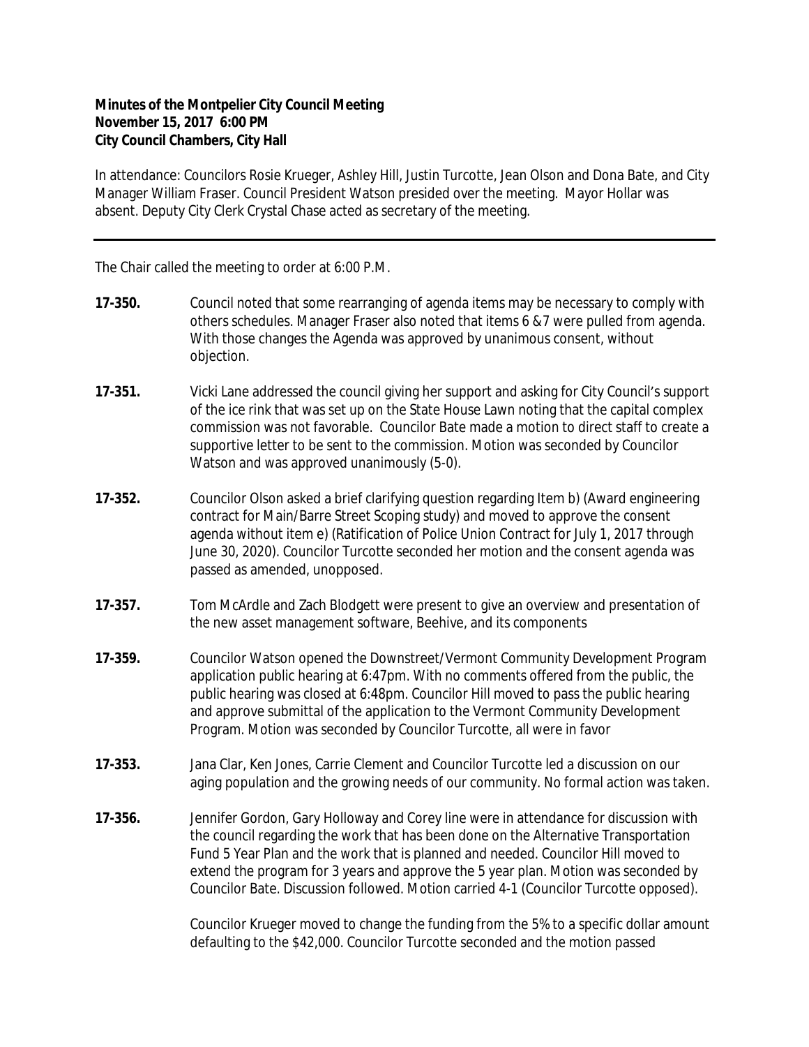**Minutes of the Montpelier City Council Meeting**
**November 15, 2017 6:00 PM**
**City Council Chambers, City Hall**

In attendance: Councilors Rosie Krueger, Ashley Hill, Justin Turcotte, Jean Olson and Dona Bate, and City Manager William Fraser. Council President Watson presided over the meeting. Mayor Hollar was absent. Deputy City Clerk Crystal Chase acted as secretary of the meeting.

---

The Chair called the meeting to order at 6:00 P.M.

**17-350.** Council noted that some rearranging of agenda items may be necessary to comply with others schedules. Manager Fraser also noted that items 6 &7 were pulled from agenda. With those changes the Agenda was approved by unanimous consent, without objection.

**17-351.** Vicki Lane addressed the council giving her support and asking for City Council's support of the ice rink that was set up on the State House Lawn noting that the capital complex commission was not favorable. Councilor Bate made a motion to direct staff to create a supportive letter to be sent to the commission. Motion was seconded by Councilor Watson and was approved unanimously (5-0).

**17-352.** Councilor Olson asked a brief clarifying question regarding Item b) (Award engineering contract for Main/Barre Street Scoping study) and moved to approve the consent agenda without item e) (Ratification of Police Union Contract for July 1, 2017 through June 30, 2020). Councilor Turcotte seconded her motion and the consent agenda was passed as amended, unopposed.

**17-357.** Tom McArdle and Zach Blodgett were present to give an overview and presentation of the new asset management software, Beehive, and its components

**17-359.** Councilor Watson opened the Downstreet/Vermont Community Development Program application public hearing at 6:47pm. With no comments offered from the public, the public hearing was closed at 6:48pm. Councilor Hill moved to pass the public hearing and approve submittal of the application to the Vermont Community Development Program. Motion was seconded by Councilor Turcotte, all were in favor

**17-353.** Jana Clar, Ken Jones, Carrie Clement and Councilor Turcotte led a discussion on our aging population and the growing needs of our community. No formal action was taken.

**17-356.** Jennifer Gordon, Gary Holloway and Corey line were in attendance for discussion with the council regarding the work that has been done on the Alternative Transportation Fund 5 Year Plan and the work that is planned and needed. Councilor Hill moved to extend the program for 3 years and approve the 5 year plan. Motion was seconded by Councilor Bate. Discussion followed. Motion carried 4-1 (Councilor Turcotte opposed).

Councilor Krueger moved to change the funding from the 5% to a specific dollar amount defaulting to the $42,000. Councilor Turcotte seconded and the motion passed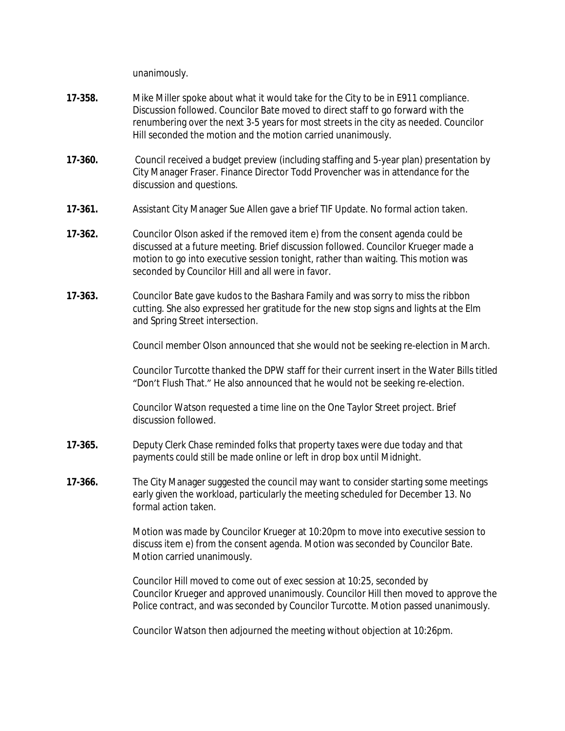unanimously.

**17-358.** Mike Miller spoke about what it would take for the City to be in E911 compliance. Discussion followed. Councilor Bate moved to direct staff to go forward with the renumbering over the next 3-5 years for most streets in the city as needed. Councilor Hill seconded the motion and the motion carried unanimously.

**17-360.** Council received a budget preview (including staffing and 5-year plan) presentation by City Manager Fraser. Finance Director Todd Provencher was in attendance for the discussion and questions.

**17-361.** Assistant City Manager Sue Allen gave a brief TIF Update. No formal action taken.

**17-362.** Councilor Olson asked if the removed item e) from the consent agenda could be discussed at a future meeting. Brief discussion followed. Councilor Krueger made a motion to go into executive session tonight, rather than waiting. This motion was seconded by Councilor Hill and all were in favor.

**17-363.** Councilor Bate gave kudos to the Bashara Family and was sorry to miss the ribbon cutting. She also expressed her gratitude for the new stop signs and lights at the Elm and Spring Street intersection.

Council member Olson announced that she would not be seeking re-election in March.

Councilor Turcotte thanked the DPW staff for their current insert in the Water Bills titled "Don't Flush That." He also announced that he would not be seeking re-election.

Councilor Watson requested a time line on the One Taylor Street project. Brief discussion followed.

**17-365.** Deputy Clerk Chase reminded folks that property taxes were due today and that payments could still be made online or left in drop box until Midnight.

**17-366.** The City Manager suggested the council may want to consider starting some meetings early given the workload, particularly the meeting scheduled for December 13. No formal action taken.

Motion was made by Councilor Krueger at 10:20pm to move into executive session to discuss item e) from the consent agenda. Motion was seconded by Councilor Bate. Motion carried unanimously.

Councilor Hill moved to come out of exec session at 10:25, seconded by Councilor Krueger and approved unanimously. Councilor Hill then moved to approve the Police contract, and was seconded by Councilor Turcotte. Motion passed unanimously.

Councilor Watson then adjourned the meeting without objection at 10:26pm.